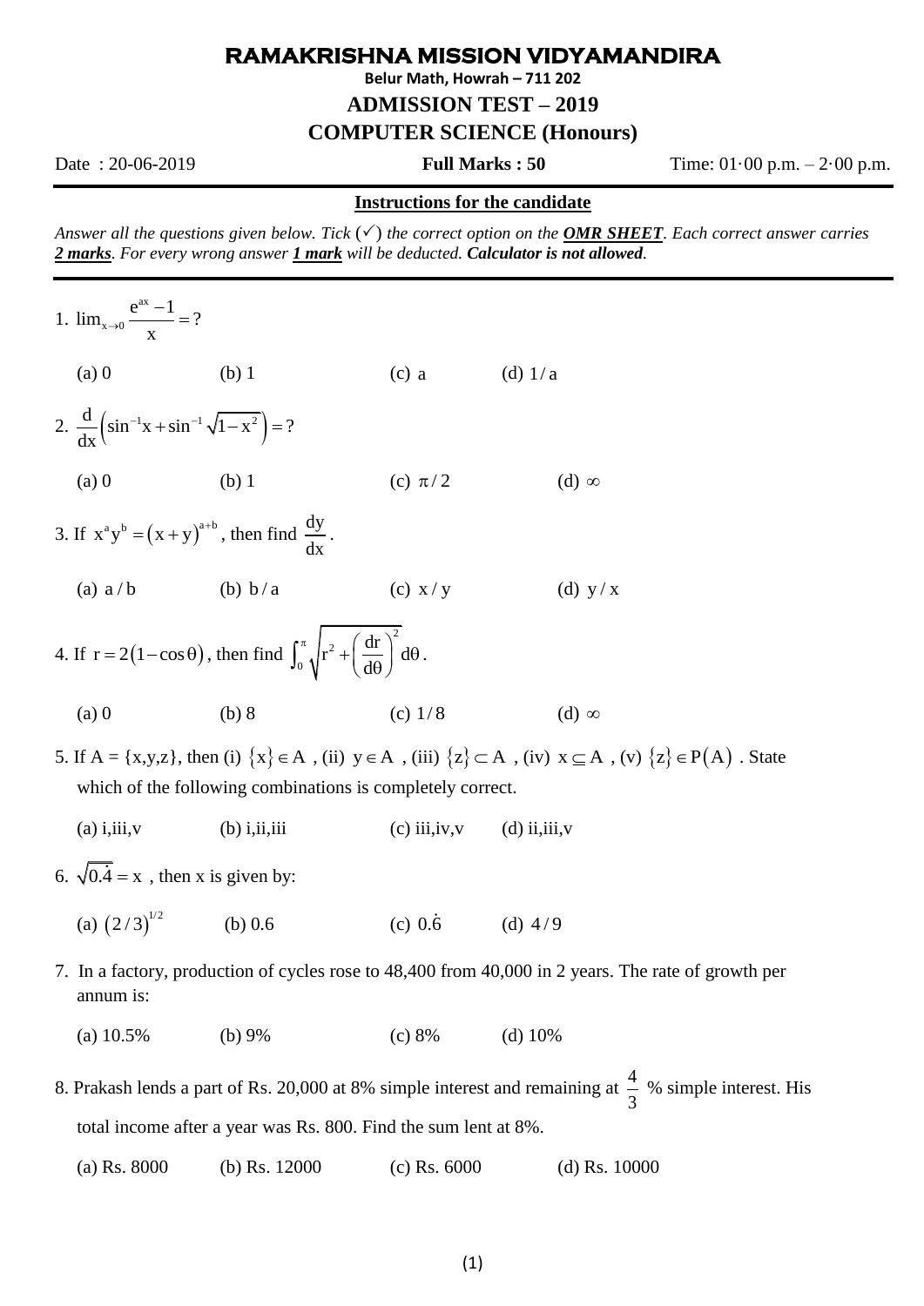# RAMAKRISHNA MISSION VIDYAMANDIRA

**Belur Math, Howrah – 711 202**

## ADMISSION TEST – 2019

## COMPUTER SCIENCE (Honours)

Date : 20-06-2019 **Full Marks : 50** Time: 01·00 p.m. – 2·00 p.m.

**Instructions for the candidate**

*Answer all the questions given below. Tick (✓) the correct option on the **OMR SHEET**. Each correct answer carries **2 marks**. For every wrong answer **1 mark** will be deducted. **Calculator is not allowed**.*

1. $\lim_{x\to 0}\dfrac{e^{ax}-1}{x}=?$

   (a) 0 (b) 1 (c) $a$ (d) $1/a$

2. $\dfrac{d}{dx}\left(\sin^{-1}x+\sin^{-1}\sqrt{1-x^2}\right)=?$

   (a) 0 (b) 1 (c) $\pi/2$ (d) $\infty$

3. If $x^a y^b=(x+y)^{a+b}$, then find $\dfrac{dy}{dx}$.

   (a) $a/b$ (b) $b/a$ (c) $x/y$ (d) $y/x$

4. If $r=2(1-\cos\theta)$, then find $\int_0^{\pi}\sqrt{r^2+\left(\dfrac{dr}{d\theta}\right)^2}\,d\theta$.

   (a) 0 (b) 8 (c) $1/8$ (d) $\infty$

5. If A = {x,y,z}, then (i) $\{x\}\in A$ , (ii) $y\in A$ , (iii) $\{z\}\subset A$ , (iv) $x\subseteq A$ , (v) $\{z\}\in P(A)$ . State which of the following combinations is completely correct.

   (a) i,iii,v (b) i,ii,iii (c) iii,iv,v (d) ii,iii,v

6. $\sqrt{0.\dot{4}}=x$ , then x is given by:

   (a) $(2/3)^{1/2}$ (b) 0.6 (c) $0.\dot{6}$ (d) $4/9$

7. In a factory, production of cycles rose to 48,400 from 40,000 in 2 years. The rate of growth per annum is:

   (a) 10.5% (b) 9% (c) 8% (d) 10%

8. Prakash lends a part of Rs. 20,000 at 8% simple interest and remaining at $\dfrac{4}{3}$ % simple interest. His total income after a year was Rs. 800. Find the sum lent at 8%.

   (a) Rs. 8000 (b) Rs. 12000 (c) Rs. 6000 (d) Rs. 10000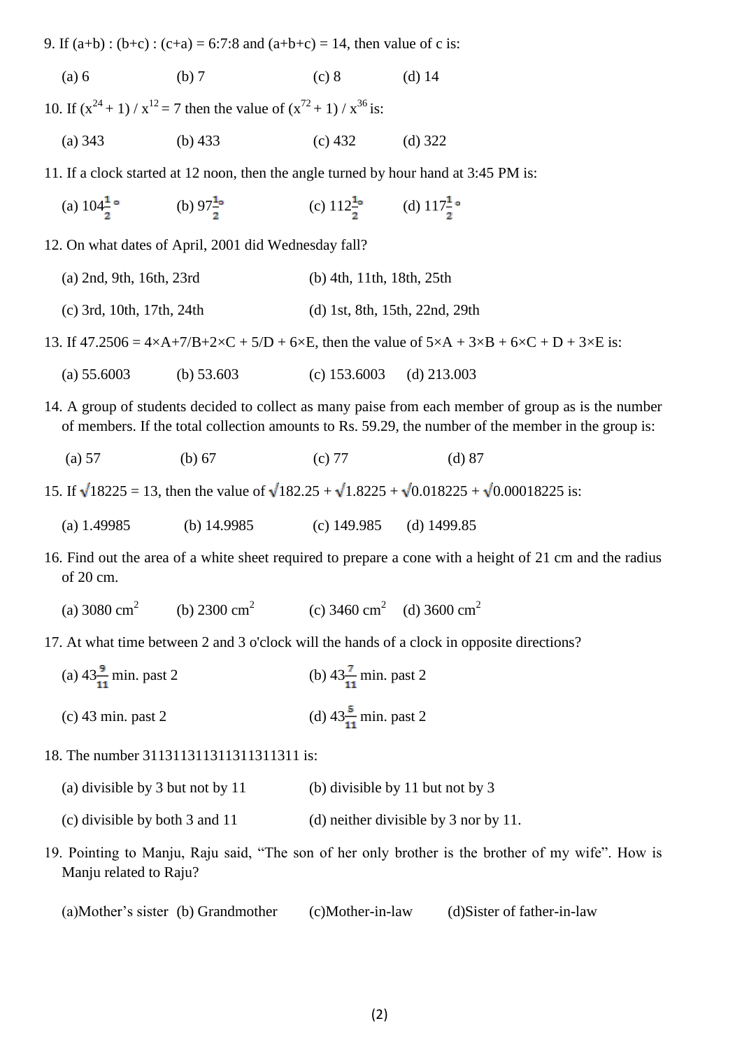9. If (a+b) : (b+c) : (c+a) = 6:7:8 and (a+b+c) = 14, then value of c is:

(a) 6 (b) 7 (c) 8 (d) 14

10. If $(x^{24} + 1) / x^{12} = 7$ then the value of $(x^{72} + 1) / x^{36}$ is:

(a) 343 (b) 433 (c) 432 (d) 322

11. If a clock started at 12 noon, then the angle turned by hour hand at 3:45 PM is:

(a) $104\frac{1}{2}°$ (b) $97\frac{1}{2}°$ (c) $112\frac{1}{2}°$ (d) $117\frac{1}{2}°$

12. On what dates of April, 2001 did Wednesday fall?

(a) 2nd, 9th, 16th, 23rd (b) 4th, 11th, 18th, 25th

(c) 3rd, 10th, 17th, 24th (d) 1st, 8th, 15th, 22nd, 29th

13. If 47.2506 = 4×A+7/B+2×C + 5/D + 6×E, then the value of 5×A + 3×B + 6×C + D + 3×E is:

(a) 55.6003 (b) 53.603 (c) 153.6003 (d) 213.003

14. A group of students decided to collect as many paise from each member of group as is the number of members. If the total collection amounts to Rs. 59.29, the number of the member in the group is:

(a) 57 (b) 67 (c) 77 (d) 87

15. If $\sqrt{18225} = 13$, then the value of $\sqrt{182.25} + \sqrt{1.8225} + \sqrt{0.018225} + \sqrt{0.00018225}$ is:

(a) 1.49985 (b) 14.9985 (c) 149.985 (d) 1499.85

16. Find out the area of a white sheet required to prepare a cone with a height of 21 cm and the radius of 20 cm.

(a) 3080 $cm^2$ (b) 2300 $cm^2$ (c) 3460 $cm^2$ (d) 3600 $cm^2$

17. At what time between 2 and 3 o'clock will the hands of a clock in opposite directions?

(a) $43\frac{9}{11}$ min. past 2 (b) $43\frac{7}{11}$ min. past 2

(c) 43 min. past 2 (d) $43\frac{5}{11}$ min. past 2

18. The number 311311311311311311311 is:

(a) divisible by 3 but not by 11 (b) divisible by 11 but not by 3

(c) divisible by both 3 and 11 (d) neither divisible by 3 nor by 11.

19. Pointing to Manju, Raju said, "The son of her only brother is the brother of my wife". How is Manju related to Raju?

(a)Mother's sister (b) Grandmother (c)Mother-in-law (d)Sister of father-in-law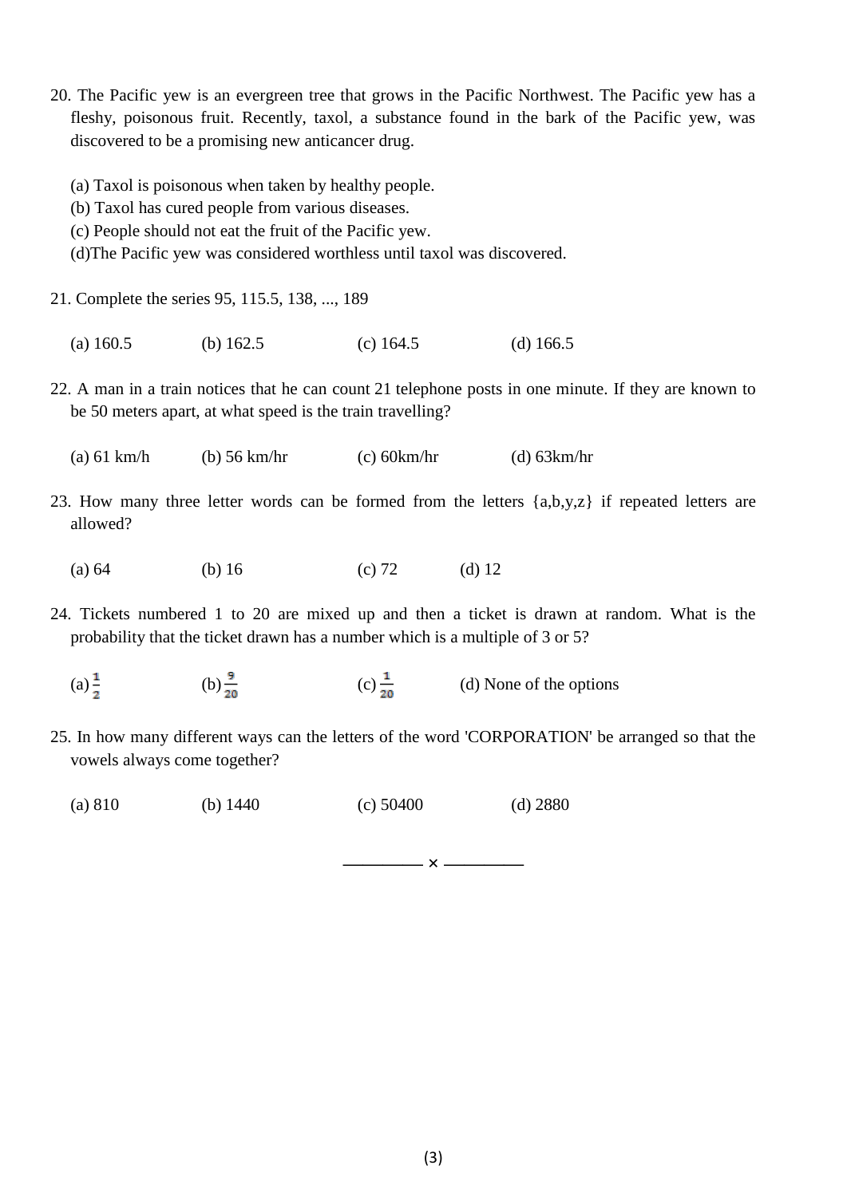20. The Pacific yew is an evergreen tree that grows in the Pacific Northwest. The Pacific yew has a fleshy, poisonous fruit. Recently, taxol, a substance found in the bark of the Pacific yew, was discovered to be a promising new anticancer drug.

(a) Taxol is poisonous when taken by healthy people.
(b) Taxol has cured people from various diseases.
(c) People should not eat the fruit of the Pacific yew.
(d)The Pacific yew was considered worthless until taxol was discovered.

21. Complete the series 95, 115.5, 138, ..., 189

(a) 160.5 (b) 162.5 (c) 164.5 (d) 166.5

22. A man in a train notices that he can count 21 telephone posts in one minute. If they are known to be 50 meters apart, at what speed is the train travelling?

(a) 61 km/h (b) 56 km/hr (c) 60km/hr (d) 63km/hr

23. How many three letter words can be formed from the letters {a,b,y,z} if repeated letters are allowed?

(a) 64 (b) 16 (c) 72 (d) 12

24. Tickets numbered 1 to 20 are mixed up and then a ticket is drawn at random. What is the probability that the ticket drawn has a number which is a multiple of 3 or 5?

(a) $\frac{1}{2}$ (b) $\frac{9}{20}$ (c) $\frac{1}{20}$ (d) None of the options

25. In how many different ways can the letters of the word 'CORPORATION' be arranged so that the vowels always come together?

(a) 810 (b) 1440 (c) 50400 (d) 2880

————— × —————